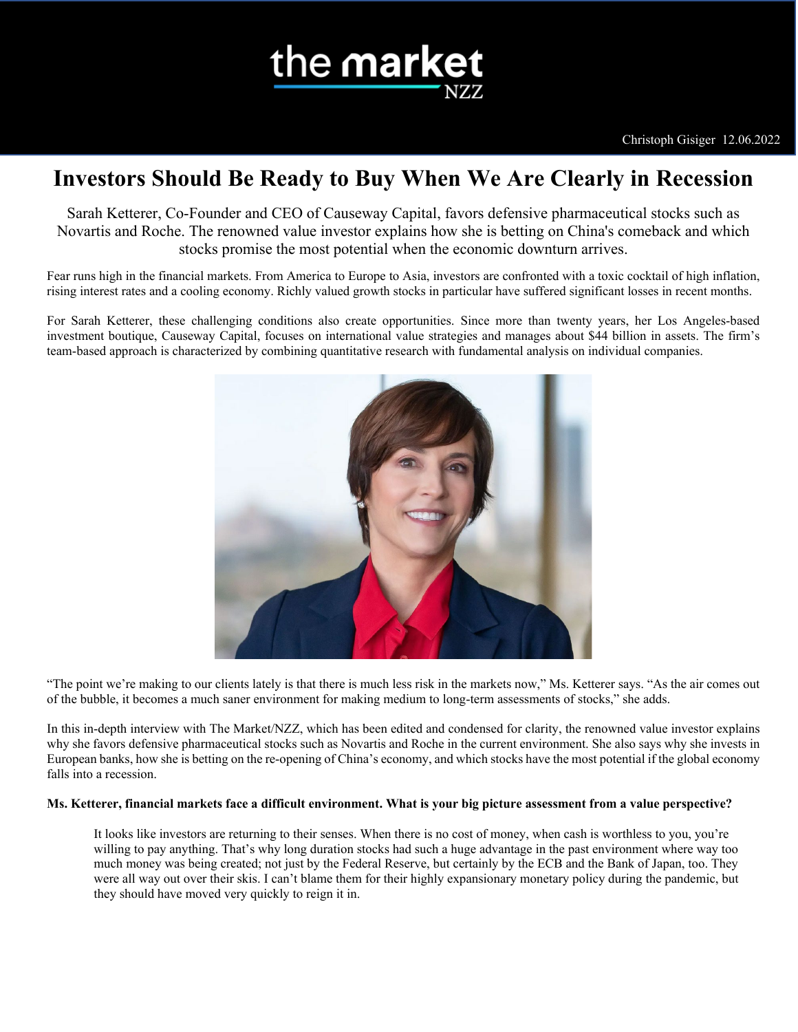# Investors Should Be Ready to Buy When We Are Clearly in Recession

Christoph Gisiger 12.06.2022

Sarah Ketterer, Co-Founder and CEO of Causeway Capital, favors defensive pharmaceutical stocks such as Novartis and Roche. The renowned value investor explains how she is betting on China's comeback and which stocks promise the most potential when the economic downturn arrives.

Fear runs high in the financial markets. From America to Europe to Asia, investors are confronted with a toxic cocktail of high inflation, rising interest rates and a cooling economy. Richly valued growth stocks in particular have suffered significant losses in recent months.

For Sarah Ketterer, these challenging conditions also create opportunities. Since more than twenty years, her Los Angeles-based investment boutique, Causeway Capital, focuses on international value strategies and manages about $44 billion in assets. The firm's team-based approach is characterized by combining quantitative research with fundamental analysis on individual companies.

"The point we're making to our clients lately is that there is much less risk in the markets now," Ms. Ketterer says. "As the air comes out of the bubble, it becomes a much saner environment for making medium to long-term assessments of stocks," she adds.

In this in-depth interview with The Market/NZZ, which has been edited and condensed for clarity, the renowned value investor explains why she favors defensive pharmaceutical stocks such as Novartis and Roche in the current environment. She also says why she invests in European banks, how she is betting on the re-opening of China's economy, and which stocks have the most potential if the global economy falls into a recession.

**Ms. Ketterer, financial markets face a difficult environment. What is your big picture assessment from a value perspective?**

> It looks like investors are returning to their senses. When there is no cost of money, when cash is worthless to you, you're willing to pay anything. That's why long duration stocks had such a huge advantage in the past environment where way too much money was being created; not just by the Federal Reserve, but certainly by the ECB and the Bank of Japan, too. They were all way out over their skis. I can't blame them for their highly expansionary monetary policy during the pandemic, but they should have moved very quickly to reign it in.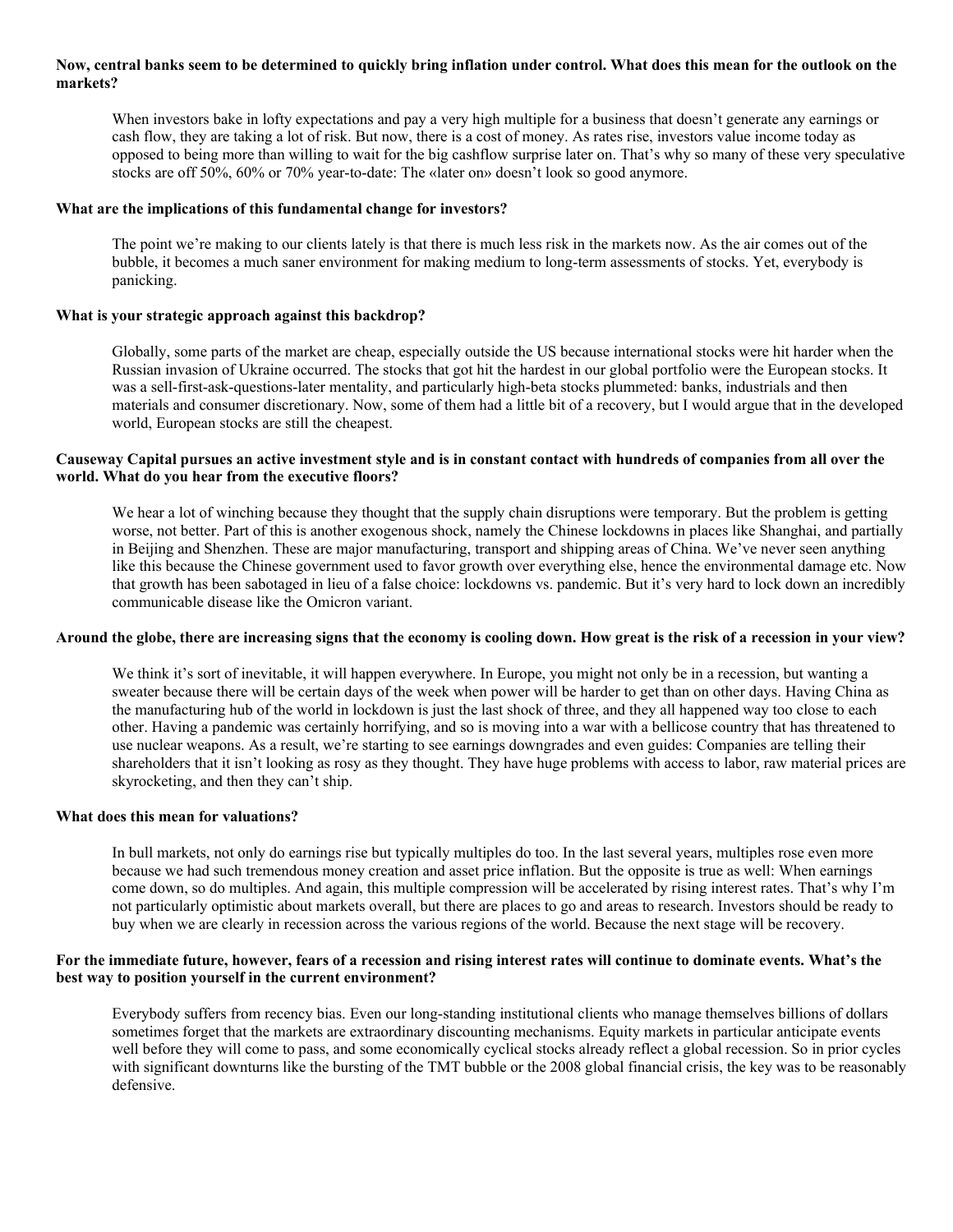**Now, central banks seem to be determined to quickly bring inflation under control. What does this mean for the outlook on the markets?**

When investors bake in lofty expectations and pay a very high multiple for a business that doesn't generate any earnings or cash flow, they are taking a lot of risk. But now, there is a cost of money. As rates rise, investors value income today as opposed to being more than willing to wait for the big cashflow surprise later on. That's why so many of these very speculative stocks are off 50%, 60% or 70% year-to-date: The «later on» doesn't look so good anymore.

**What are the implications of this fundamental change for investors?**

The point we're making to our clients lately is that there is much less risk in the markets now. As the air comes out of the bubble, it becomes a much saner environment for making medium to long-term assessments of stocks. Yet, everybody is panicking.

**What is your strategic approach against this backdrop?**

Globally, some parts of the market are cheap, especially outside the US because international stocks were hit harder when the Russian invasion of Ukraine occurred. The stocks that got hit the hardest in our global portfolio were the European stocks. It was a sell-first-ask-questions-later mentality, and particularly high-beta stocks plummeted: banks, industrials and then materials and consumer discretionary. Now, some of them had a little bit of a recovery, but I would argue that in the developed world, European stocks are still the cheapest.

**Causeway Capital pursues an active investment style and is in constant contact with hundreds of companies from all over the world. What do you hear from the executive floors?**

We hear a lot of winching because they thought that the supply chain disruptions were temporary. But the problem is getting worse, not better. Part of this is another exogenous shock, namely the Chinese lockdowns in places like Shanghai, and partially in Beijing and Shenzhen. These are major manufacturing, transport and shipping areas of China. We've never seen anything like this because the Chinese government used to favor growth over everything else, hence the environmental damage etc. Now that growth has been sabotaged in lieu of a false choice: lockdowns vs. pandemic. But it's very hard to lock down an incredibly communicable disease like the Omicron variant.

**Around the globe, there are increasing signs that the economy is cooling down. How great is the risk of a recession in your view?**

We think it's sort of inevitable, it will happen everywhere. In Europe, you might not only be in a recession, but wanting a sweater because there will be certain days of the week when power will be harder to get than on other days. Having China as the manufacturing hub of the world in lockdown is just the last shock of three, and they all happened way too close to each other. Having a pandemic was certainly horrifying, and so is moving into a war with a bellicose country that has threatened to use nuclear weapons. As a result, we're starting to see earnings downgrades and even guides: Companies are telling their shareholders that it isn't looking as rosy as they thought. They have huge problems with access to labor, raw material prices are skyrocketing, and then they can't ship.

**What does this mean for valuations?**

In bull markets, not only do earnings rise but typically multiples do too. In the last several years, multiples rose even more because we had such tremendous money creation and asset price inflation. But the opposite is true as well: When earnings come down, so do multiples. And again, this multiple compression will be accelerated by rising interest rates. That's why I'm not particularly optimistic about markets overall, but there are places to go and areas to research. Investors should be ready to buy when we are clearly in recession across the various regions of the world. Because the next stage will be recovery.

**For the immediate future, however, fears of a recession and rising interest rates will continue to dominate events. What's the best way to position yourself in the current environment?**

Everybody suffers from recency bias. Even our long-standing institutional clients who manage themselves billions of dollars sometimes forget that the markets are extraordinary discounting mechanisms. Equity markets in particular anticipate events well before they will come to pass, and some economically cyclical stocks already reflect a global recession. So in prior cycles with significant downturns like the bursting of the TMT bubble or the 2008 global financial crisis, the key was to be reasonably defensive.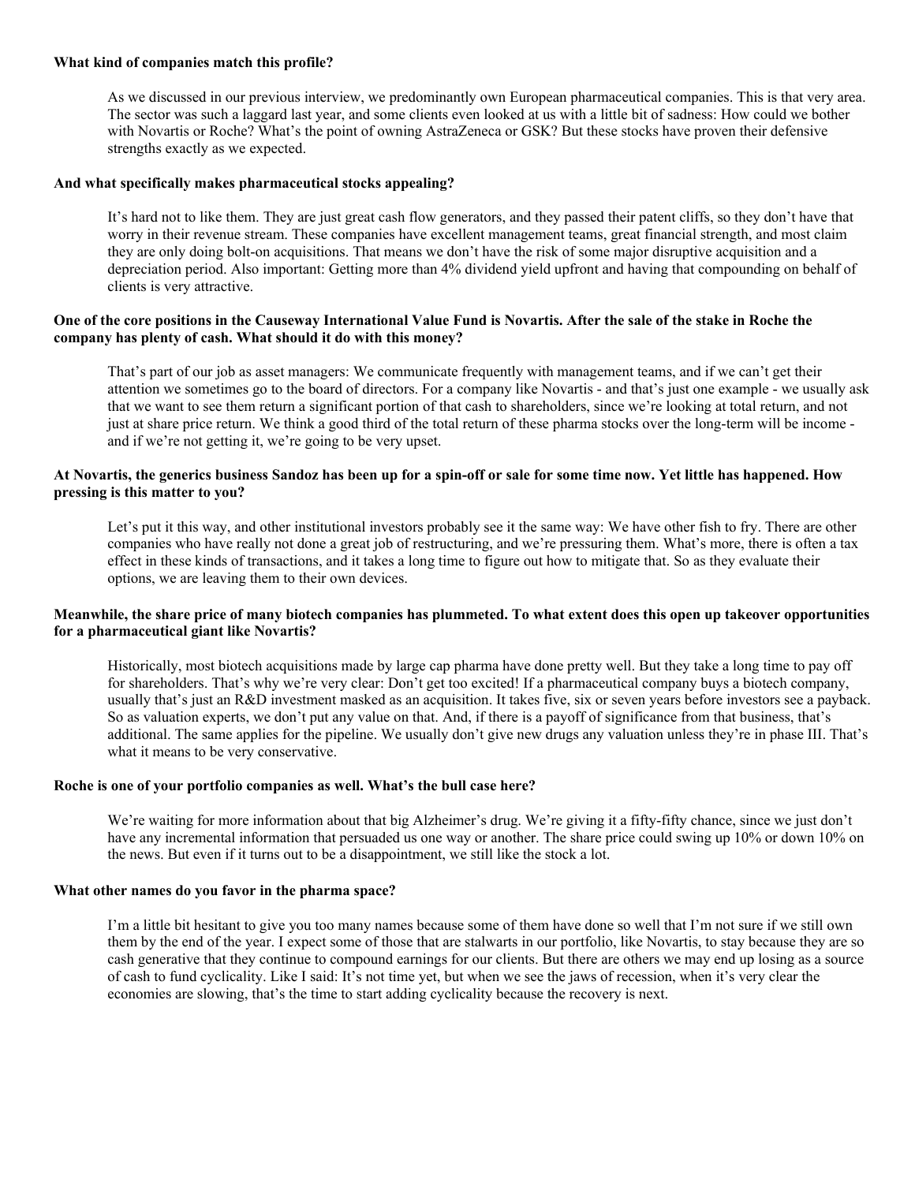**What kind of companies match this profile?**

As we discussed in our previous interview, we predominantly own European pharmaceutical companies. This is that very area. The sector was such a laggard last year, and some clients even looked at us with a little bit of sadness: How could we bother with Novartis or Roche? What's the point of owning AstraZeneca or GSK? But these stocks have proven their defensive strengths exactly as we expected.

**And what specifically makes pharmaceutical stocks appealing?**

It's hard not to like them. They are just great cash flow generators, and they passed their patent cliffs, so they don't have that worry in their revenue stream. These companies have excellent management teams, great financial strength, and most claim they are only doing bolt-on acquisitions. That means we don't have the risk of some major disruptive acquisition and a depreciation period. Also important: Getting more than 4% dividend yield upfront and having that compounding on behalf of clients is very attractive.

**One of the core positions in the Causeway International Value Fund is Novartis. After the sale of the stake in Roche the company has plenty of cash. What should it do with this money?**

That's part of our job as asset managers: We communicate frequently with management teams, and if we can't get their attention we sometimes go to the board of directors. For a company like Novartis - and that's just one example - we usually ask that we want to see them return a significant portion of that cash to shareholders, since we're looking at total return, and not just at share price return. We think a good third of the total return of these pharma stocks over the long-term will be income - and if we're not getting it, we're going to be very upset.

**At Novartis, the generics business Sandoz has been up for a spin-off or sale for some time now. Yet little has happened. How pressing is this matter to you?**

Let's put it this way, and other institutional investors probably see it the same way: We have other fish to fry. There are other companies who have really not done a great job of restructuring, and we're pressuring them. What's more, there is often a tax effect in these kinds of transactions, and it takes a long time to figure out how to mitigate that. So as they evaluate their options, we are leaving them to their own devices.

**Meanwhile, the share price of many biotech companies has plummeted. To what extent does this open up takeover opportunities for a pharmaceutical giant like Novartis?**

Historically, most biotech acquisitions made by large cap pharma have done pretty well. But they take a long time to pay off for shareholders. That's why we're very clear: Don't get too excited! If a pharmaceutical company buys a biotech company, usually that's just an R&D investment masked as an acquisition. It takes five, six or seven years before investors see a payback. So as valuation experts, we don't put any value on that. And, if there is a payoff of significance from that business, that's additional. The same applies for the pipeline. We usually don't give new drugs any valuation unless they're in phase III. That's what it means to be very conservative.

**Roche is one of your portfolio companies as well. What's the bull case here?**

We're waiting for more information about that big Alzheimer's drug. We're giving it a fifty-fifty chance, since we just don't have any incremental information that persuaded us one way or another. The share price could swing up 10% or down 10% on the news. But even if it turns out to be a disappointment, we still like the stock a lot.

**What other names do you favor in the pharma space?**

I'm a little bit hesitant to give you too many names because some of them have done so well that I'm not sure if we still own them by the end of the year. I expect some of those that are stalwarts in our portfolio, like Novartis, to stay because they are so cash generative that they continue to compound earnings for our clients. But there are others we may end up losing as a source of cash to fund cyclicality. Like I said: It's not time yet, but when we see the jaws of recession, when it's very clear the economies are slowing, that's the time to start adding cyclicality because the recovery is next.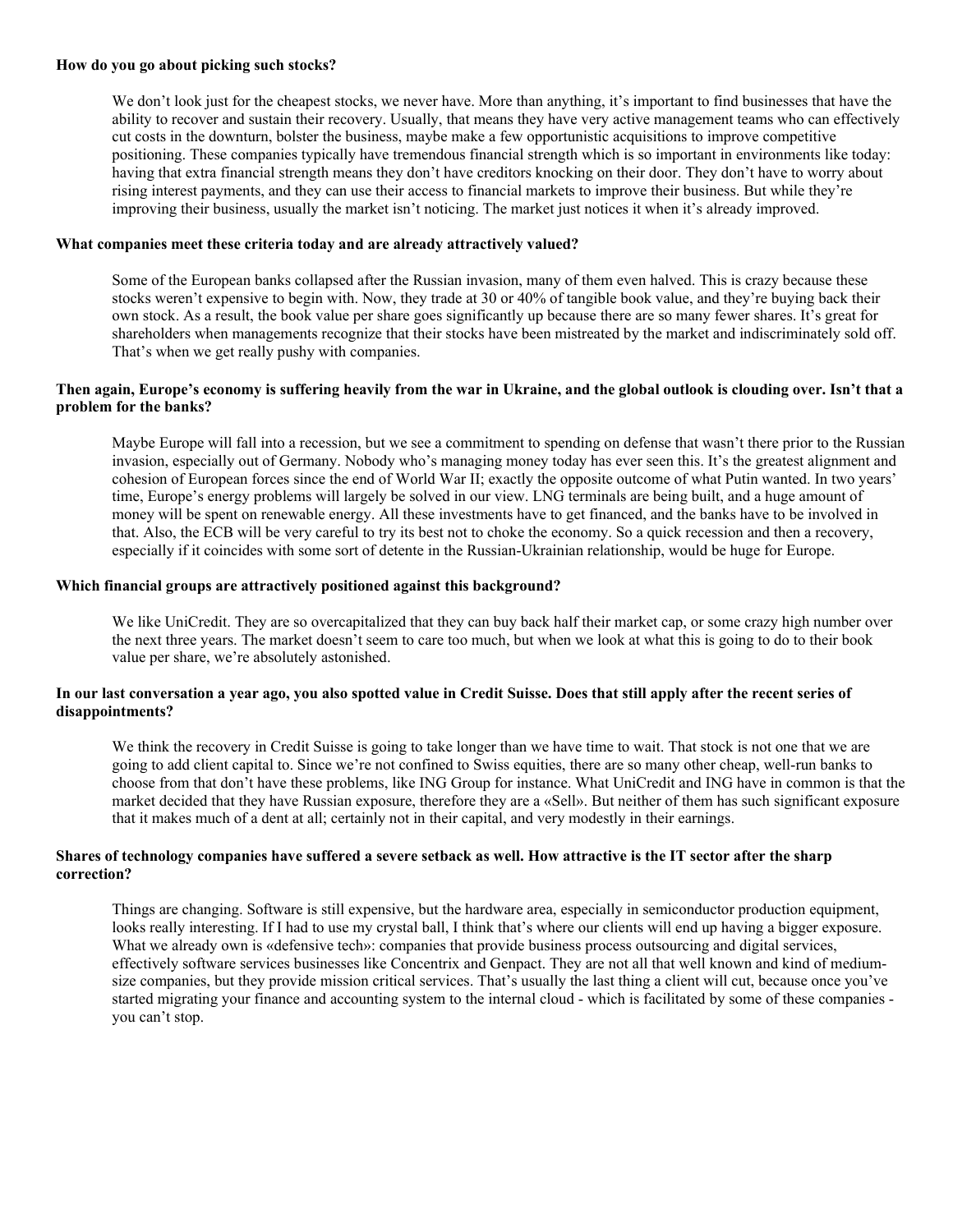**How do you go about picking such stocks?**

We don't look just for the cheapest stocks, we never have. More than anything, it's important to find businesses that have the ability to recover and sustain their recovery. Usually, that means they have very active management teams who can effectively cut costs in the downturn, bolster the business, maybe make a few opportunistic acquisitions to improve competitive positioning. These companies typically have tremendous financial strength which is so important in environments like today: having that extra financial strength means they don't have creditors knocking on their door. They don't have to worry about rising interest payments, and they can use their access to financial markets to improve their business. But while they're improving their business, usually the market isn't noticing. The market just notices it when it's already improved.

**What companies meet these criteria today and are already attractively valued?**

Some of the European banks collapsed after the Russian invasion, many of them even halved. This is crazy because these stocks weren't expensive to begin with. Now, they trade at 30 or 40% of tangible book value, and they're buying back their own stock. As a result, the book value per share goes significantly up because there are so many fewer shares. It's great for shareholders when managements recognize that their stocks have been mistreated by the market and indiscriminately sold off. That's when we get really pushy with companies.

**Then again, Europe's economy is suffering heavily from the war in Ukraine, and the global outlook is clouding over. Isn't that a problem for the banks?**

Maybe Europe will fall into a recession, but we see a commitment to spending on defense that wasn't there prior to the Russian invasion, especially out of Germany. Nobody who's managing money today has ever seen this. It's the greatest alignment and cohesion of European forces since the end of World War II; exactly the opposite outcome of what Putin wanted. In two years' time, Europe's energy problems will largely be solved in our view. LNG terminals are being built, and a huge amount of money will be spent on renewable energy. All these investments have to get financed, and the banks have to be involved in that. Also, the ECB will be very careful to try its best not to choke the economy. So a quick recession and then a recovery, especially if it coincides with some sort of detente in the Russian-Ukrainian relationship, would be huge for Europe.

**Which financial groups are attractively positioned against this background?**

We like UniCredit. They are so overcapitalized that they can buy back half their market cap, or some crazy high number over the next three years. The market doesn't seem to care too much, but when we look at what this is going to do to their book value per share, we're absolutely astonished.

**In our last conversation a year ago, you also spotted value in Credit Suisse. Does that still apply after the recent series of disappointments?**

We think the recovery in Credit Suisse is going to take longer than we have time to wait. That stock is not one that we are going to add client capital to. Since we're not confined to Swiss equities, there are so many other cheap, well-run banks to choose from that don't have these problems, like ING Group for instance. What UniCredit and ING have in common is that the market decided that they have Russian exposure, therefore they are a «Sell». But neither of them has such significant exposure that it makes much of a dent at all; certainly not in their capital, and very modestly in their earnings.

**Shares of technology companies have suffered a severe setback as well. How attractive is the IT sector after the sharp correction?**

Things are changing. Software is still expensive, but the hardware area, especially in semiconductor production equipment, looks really interesting. If I had to use my crystal ball, I think that's where our clients will end up having a bigger exposure. What we already own is «defensive tech»: companies that provide business process outsourcing and digital services, effectively software services businesses like Concentrix and Genpact. They are not all that well known and kind of medium-size companies, but they provide mission critical services. That's usually the last thing a client will cut, because once you've started migrating your finance and accounting system to the internal cloud - which is facilitated by some of these companies - you can't stop.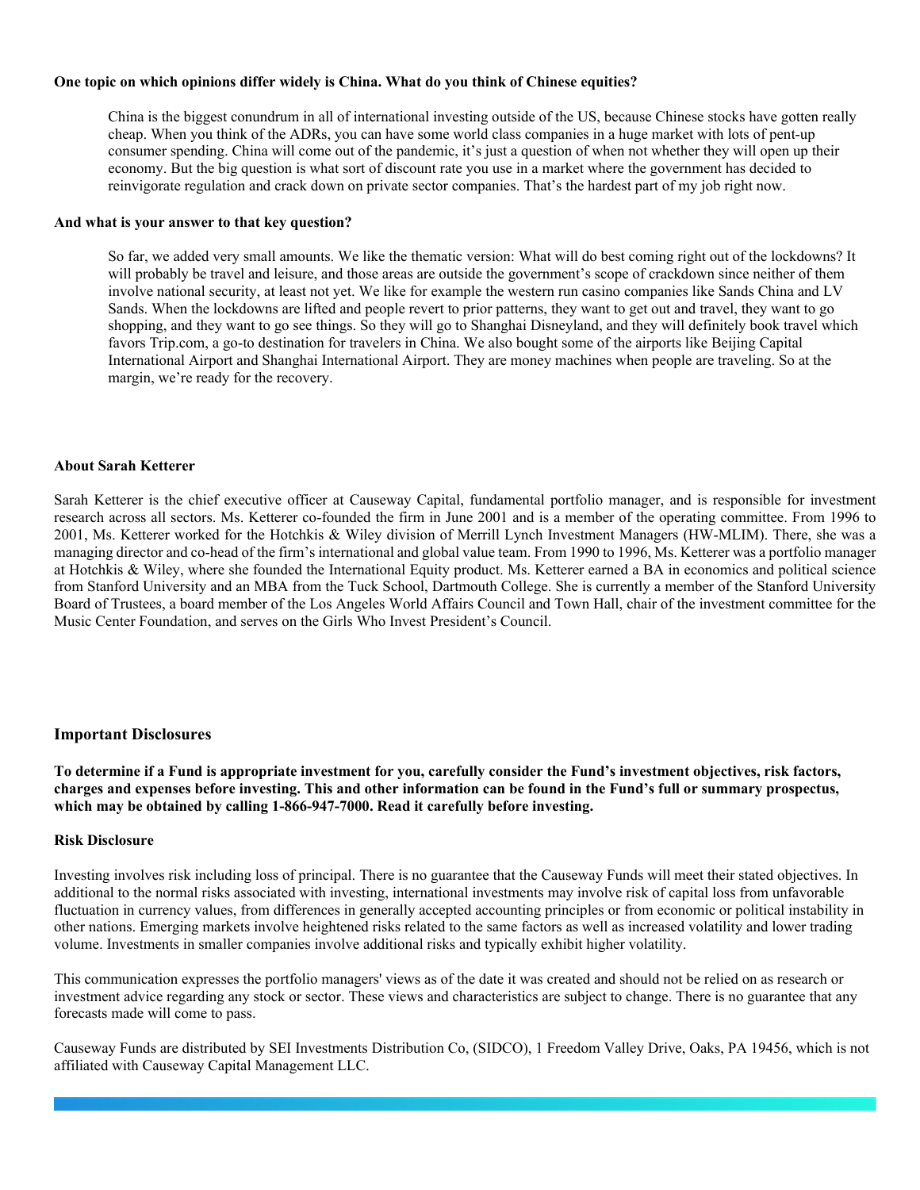**One topic on which opinions differ widely is China. What do you think of Chinese equities?**

> China is the biggest conundrum in all of international investing outside of the US, because Chinese stocks have gotten really cheap. When you think of the ADRs, you can have some world class companies in a huge market with lots of pent-up consumer spending. China will come out of the pandemic, it's just a question of when not whether they will open up their economy. But the big question is what sort of discount rate you use in a market where the government has decided to reinvigorate regulation and crack down on private sector companies. That's the hardest part of my job right now.

**And what is your answer to that key question?**

> So far, we added very small amounts. We like the thematic version: What will do best coming right out of the lockdowns? It will probably be travel and leisure, and those areas are outside the government's scope of crackdown since neither of them involve national security, at least not yet. We like for example the western run casino companies like Sands China and LV Sands. When the lockdowns are lifted and people revert to prior patterns, they want to get out and travel, they want to go shopping, and they want to go see things. So they will go to Shanghai Disneyland, and they will definitely book travel which favors Trip.com, a go-to destination for travelers in China. We also bought some of the airports like Beijing Capital International Airport and Shanghai International Airport. They are money machines when people are traveling. So at the margin, we're ready for the recovery.

**About Sarah Ketterer**

Sarah Ketterer is the chief executive officer at Causeway Capital, fundamental portfolio manager, and is responsible for investment research across all sectors. Ms. Ketterer co-founded the firm in June 2001 and is a member of the operating committee. From 1996 to 2001, Ms. Ketterer worked for the Hotchkis & Wiley division of Merrill Lynch Investment Managers (HW-MLIM). There, she was a managing director and co-head of the firm's international and global value team. From 1990 to 1996, Ms. Ketterer was a portfolio manager at Hotchkis & Wiley, where she founded the International Equity product. Ms. Ketterer earned a BA in economics and political science from Stanford University and an MBA from the Tuck School, Dartmouth College. She is currently a member of the Stanford University Board of Trustees, a board member of the Los Angeles World Affairs Council and Town Hall, chair of the investment committee for the Music Center Foundation, and serves on the Girls Who Invest President's Council.

## Important Disclosures

**To determine if a Fund is appropriate investment for you, carefully consider the Fund's investment objectives, risk factors, charges and expenses before investing. This and other information can be found in the Fund's full or summary prospectus, which may be obtained by calling 1-866-947-7000. Read it carefully before investing.**

**Risk Disclosure**

Investing involves risk including loss of principal. There is no guarantee that the Causeway Funds will meet their stated objectives. In additional to the normal risks associated with investing, international investments may involve risk of capital loss from unfavorable fluctuation in currency values, from differences in generally accepted accounting principles or from economic or political instability in other nations. Emerging markets involve heightened risks related to the same factors as well as increased volatility and lower trading volume. Investments in smaller companies involve additional risks and typically exhibit higher volatility.

This communication expresses the portfolio managers' views as of the date it was created and should not be relied on as research or investment advice regarding any stock or sector. These views and characteristics are subject to change. There is no guarantee that any forecasts made will come to pass.

Causeway Funds are distributed by SEI Investments Distribution Co, (SIDCO), 1 Freedom Valley Drive, Oaks, PA 19456, which is not affiliated with Causeway Capital Management LLC.